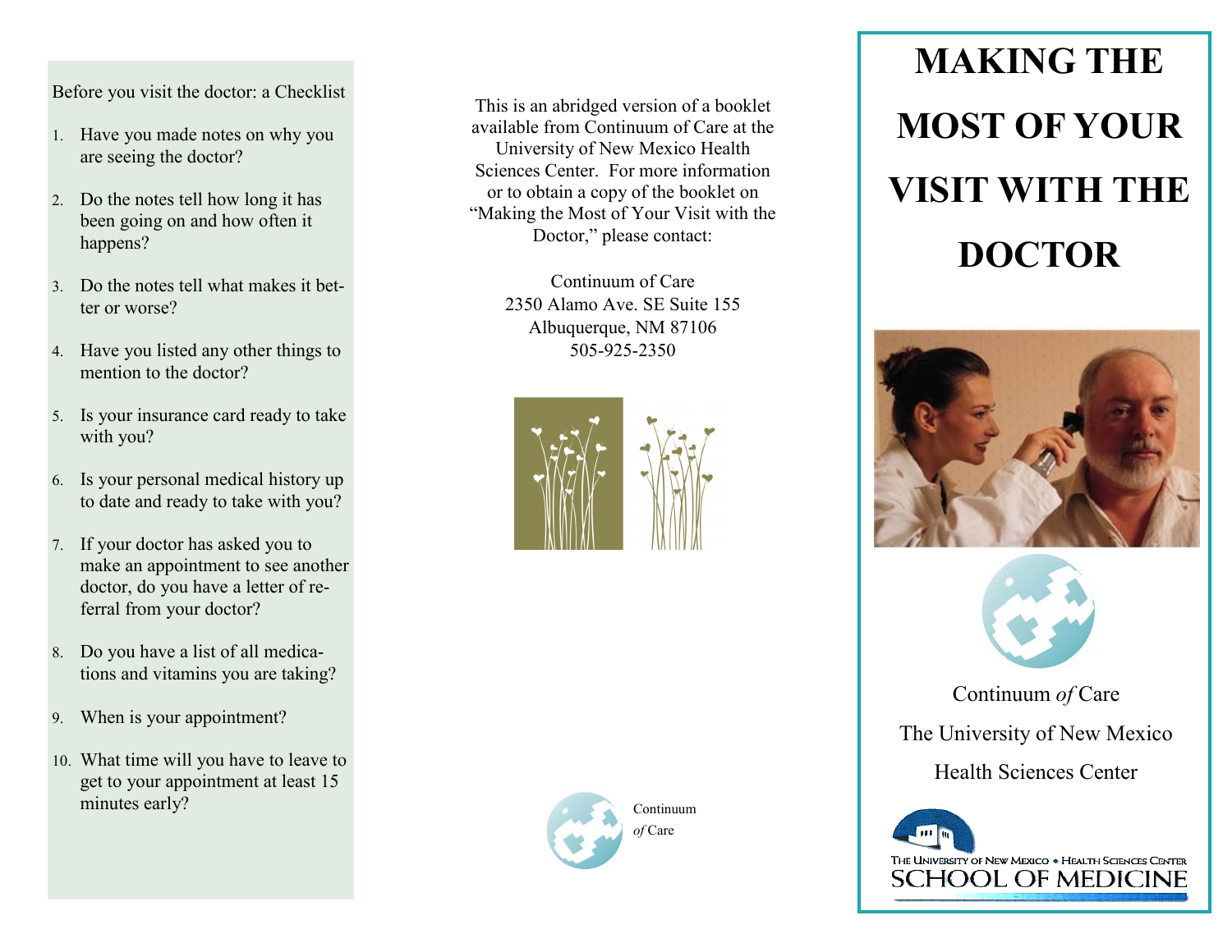Before you visit the doctor: a Checklist

1. Have you made notes on why you are seeing the doctor?
2. Do the notes tell how long it has been going on and how often it happens?
3. Do the notes tell what makes it better or worse?
4. Have you listed any other things to mention to the doctor?
5. Is your insurance card ready to take with you?
6. Is your personal medical history up to date and ready to take with you?
7. If your doctor has asked you to make an appointment to see another doctor, do you have a letter of referral from your doctor?
8. Do you have a list of all medications and vitamins you are taking?
9. When is your appointment?
10. What time will you have to leave to get to your appointment at least 15 minutes early?

This is an abridged version of a booklet available from Continuum of Care at the University of New Mexico Health Sciences Center. For more information or to obtain a copy of the booklet on "Making the Most of Your Visit with the Doctor," please contact:

Continuum of Care
2350 Alamo Ave. SE Suite 155
Albuquerque, NM 87106
505-925-2350

Continuum *of* Care

# MAKING THE MOST OF YOUR VISIT WITH THE DOCTOR

Continuum *of* Care

The University of New Mexico

Health Sciences Center

The University of New Mexico • Health Sciences Center
SCHOOL OF MEDICINE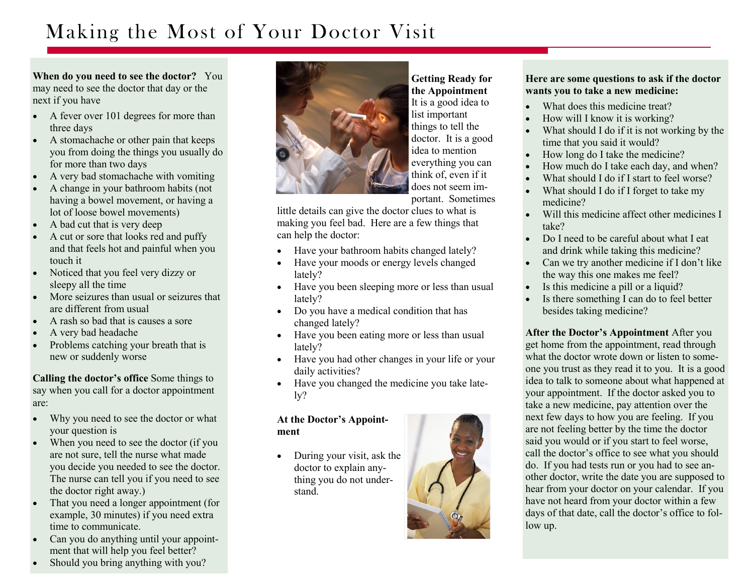# Making the Most of Your Doctor Visit

**When do you need to see the doctor?** You may need to see the doctor that day or the next if you have

- A fever over 101 degrees for more than three days
- A stomachache or other pain that keeps you from doing the things you usually do for more than two days
- A very bad stomachache with vomiting
- A change in your bathroom habits (not having a bowel movement, or having a lot of loose bowel movements)
- A bad cut that is very deep
- A cut or sore that looks red and puffy and that feels hot and painful when you touch it
- Noticed that you feel very dizzy or sleepy all the time
- More seizures than usual or seizures that are different from usual
- A rash so bad that is causes a sore
- A very bad headache
- Problems catching your breath that is new or suddenly worse

**Calling the doctor's office** Some things to say when you call for a doctor appointment are:

- Why you need to see the doctor or what your question is
- When you need to see the doctor (if you are not sure, tell the nurse what made you decide you needed to see the doctor. The nurse can tell you if you need to see the doctor right away.)
- That you need a longer appointment (for example, 30 minutes) if you need extra time to communicate.
- Can you do anything until your appointment that will help you feel better?
- Should you bring anything with you?

**Getting Ready for the Appointment** It is a good idea to list important things to tell the doctor. It is a good idea to mention everything you can think of, even if it does not seem important. Sometimes little details can give the doctor clues to what is making you feel bad. Here are a few things that can help the doctor:

- Have your bathroom habits changed lately?
- Have your moods or energy levels changed lately?
- Have you been sleeping more or less than usual lately?
- Do you have a medical condition that has changed lately?
- Have you been eating more or less than usual lately?
- Have you had other changes in your life or your daily activities?
- Have you changed the medicine you take lately?

**At the Doctor's Appointment**

- During your visit, ask the doctor to explain anything you do not understand.

**Here are some questions to ask if the doctor wants you to take a new medicine:**

- What does this medicine treat?
- How will I know it is working?
- What should I do if it is not working by the time that you said it would?
- How long do I take the medicine?
- How much do I take each day, and when?
- What should I do if I start to feel worse?
- What should I do if I forget to take my medicine?
- Will this medicine affect other medicines I take?
- Do I need to be careful about what I eat and drink while taking this medicine?
- Can we try another medicine if I don't like the way this one makes me feel?
- Is this medicine a pill or a liquid?
- Is there something I can do to feel better besides taking medicine?

**After the Doctor's Appointment** After you get home from the appointment, read through what the doctor wrote down or listen to someone you trust as they read it to you. It is a good idea to talk to someone about what happened at your appointment. If the doctor asked you to take a new medicine, pay attention over the next few days to how you are feeling. If you are not feeling better by the time the doctor said you would or if you start to feel worse, call the doctor's office to see what you should do. If you had tests run or you had to see another doctor, write the date you are supposed to hear from your doctor on your calendar. If you have not heard from your doctor within a few days of that date, call the doctor's office to follow up.